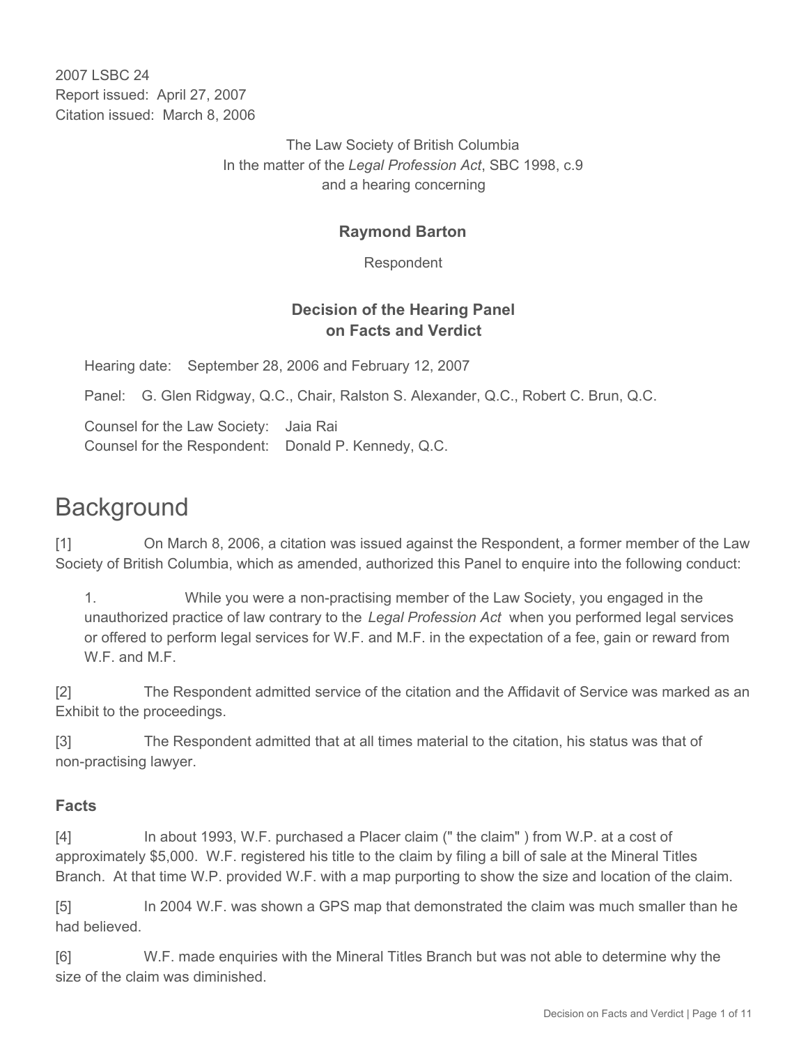2007 LSBC 24
Report issued: April 27, 2007
Citation issued: March 8, 2006

The Law Society of British Columbia
In the matter of the *Legal Profession Act*, SBC 1998, c.9
and a hearing concerning

**Raymond Barton**

Respondent

**Decision of the Hearing Panel on Facts and Verdict**

Hearing date: September 28, 2006 and February 12, 2007

Panel: G. Glen Ridgway, Q.C., Chair, Ralston S. Alexander, Q.C., Robert C. Brun, Q.C.

Counsel for the Law Society: Jaia Rai
Counsel for the Respondent: Donald P. Kennedy, Q.C.

# Background

[1] On March 8, 2006, a citation was issued against the Respondent, a former member of the Law Society of British Columbia, which as amended, authorized this Panel to enquire into the following conduct:

> 1. While you were a non-practising member of the Law Society, you engaged in the unauthorized practice of law contrary to the *Legal Profession Act* when you performed legal services or offered to perform legal services for W.F. and M.F. in the expectation of a fee, gain or reward from W.F. and M.F.

[2] The Respondent admitted service of the citation and the Affidavit of Service was marked as an Exhibit to the proceedings.

[3] The Respondent admitted that at all times material to the citation, his status was that of non-practising lawyer.

### Facts

[4] In about 1993, W.F. purchased a Placer claim (" the claim" ) from W.P. at a cost of approximately $5,000. W.F. registered his title to the claim by filing a bill of sale at the Mineral Titles Branch. At that time W.P. provided W.F. with a map purporting to show the size and location of the claim.

[5] In 2004 W.F. was shown a GPS map that demonstrated the claim was much smaller than he had believed.

[6] W.F. made enquiries with the Mineral Titles Branch but was not able to determine why the size of the claim was diminished.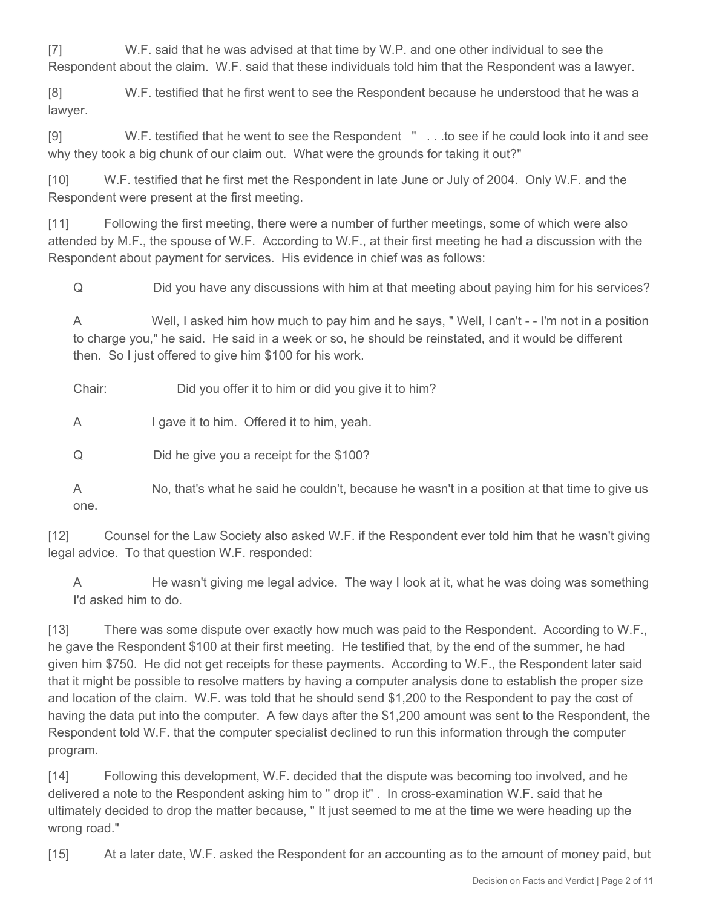[7] W.F. said that he was advised at that time by W.P. and one other individual to see the Respondent about the claim. W.F. said that these individuals told him that the Respondent was a lawyer.

[8] W.F. testified that he first went to see the Respondent because he understood that he was a lawyer.

[9] W.F. testified that he went to see the Respondent " . . .to see if he could look into it and see why they took a big chunk of our claim out. What were the grounds for taking it out?"

[10] W.F. testified that he first met the Respondent in late June or July of 2004. Only W.F. and the Respondent were present at the first meeting.

[11] Following the first meeting, there were a number of further meetings, some of which were also attended by M.F., the spouse of W.F. According to W.F., at their first meeting he had a discussion with the Respondent about payment for services. His evidence in chief was as follows:

> Q Did you have any discussions with him at that meeting about paying him for his services?
>
> A Well, I asked him how much to pay him and he says, " Well, I can't - - I'm not in a position to charge you," he said. He said in a week or so, he should be reinstated, and it would be different then. So I just offered to give him $100 for his work.
>
> Chair: Did you offer it to him or did you give it to him?
>
> A I gave it to him. Offered it to him, yeah.
>
> Q Did he give you a receipt for the $100?
>
> A No, that's what he said he couldn't, because he wasn't in a position at that time to give us one.

[12] Counsel for the Law Society also asked W.F. if the Respondent ever told him that he wasn't giving legal advice. To that question W.F. responded:

> A He wasn't giving me legal advice. The way I look at it, what he was doing was something I'd asked him to do.

[13] There was some dispute over exactly how much was paid to the Respondent. According to W.F., he gave the Respondent $100 at their first meeting. He testified that, by the end of the summer, he had given him $750. He did not get receipts for these payments. According to W.F., the Respondent later said that it might be possible to resolve matters by having a computer analysis done to establish the proper size and location of the claim. W.F. was told that he should send $1,200 to the Respondent to pay the cost of having the data put into the computer. A few days after the $1,200 amount was sent to the Respondent, the Respondent told W.F. that the computer specialist declined to run this information through the computer program.

[14] Following this development, W.F. decided that the dispute was becoming too involved, and he delivered a note to the Respondent asking him to " drop it" . In cross-examination W.F. said that he ultimately decided to drop the matter because, " It just seemed to me at the time we were heading up the wrong road."

[15] At a later date, W.F. asked the Respondent for an accounting as to the amount of money paid, but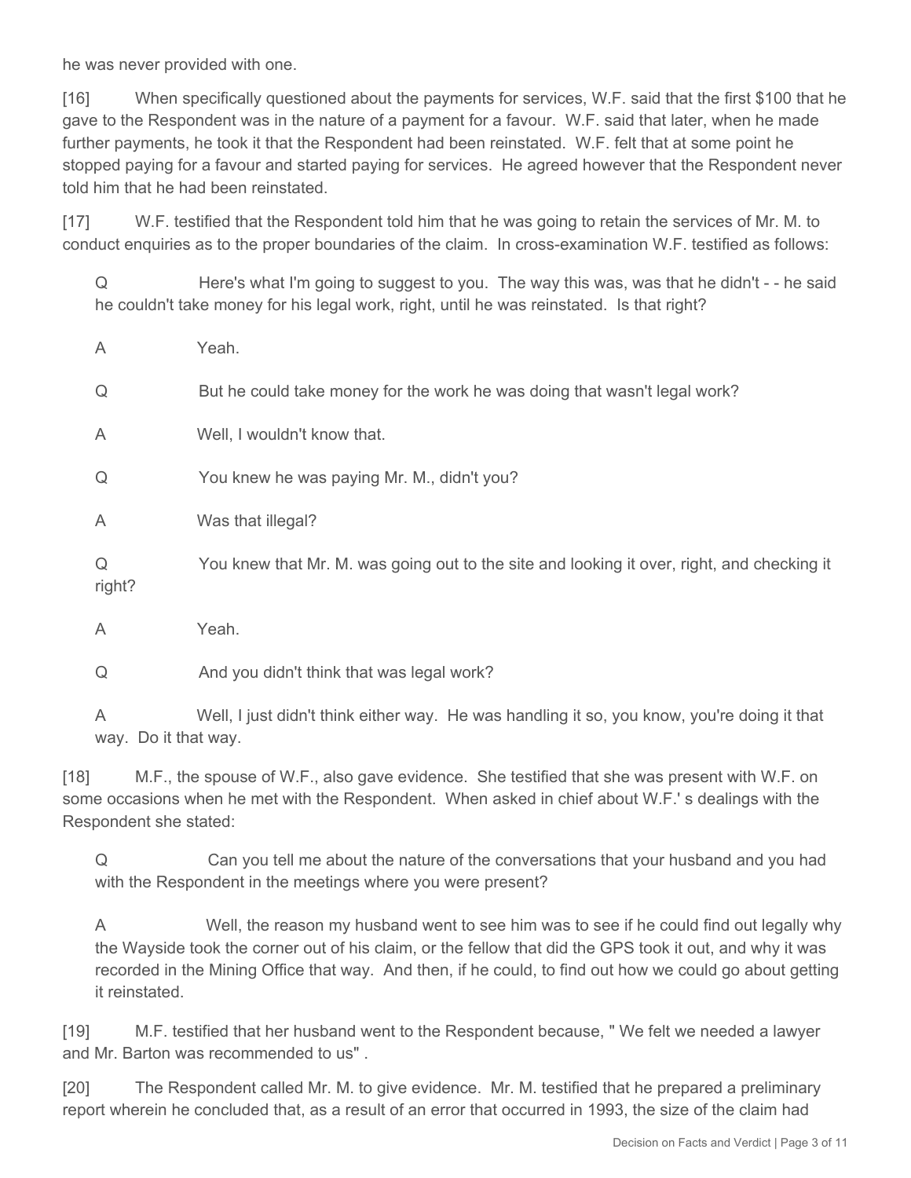he was never provided with one.

[16] When specifically questioned about the payments for services, W.F. said that the first $100 that he gave to the Respondent was in the nature of a payment for a favour. W.F. said that later, when he made further payments, he took it that the Respondent had been reinstated. W.F. felt that at some point he stopped paying for a favour and started paying for services. He agreed however that the Respondent never told him that he had been reinstated.

[17] W.F. testified that the Respondent told him that he was going to retain the services of Mr. M. to conduct enquiries as to the proper boundaries of the claim. In cross-examination W.F. testified as follows:

> Q Here's what I'm going to suggest to you. The way this was, was that he didn't - - he said he couldn't take money for his legal work, right, until he was reinstated. Is that right?
>
> A Yeah.
>
> Q But he could take money for the work he was doing that wasn't legal work?
>
> A Well, I wouldn't know that.
>
> Q You knew he was paying Mr. M., didn't you?
>
> A Was that illegal?
>
> Q You knew that Mr. M. was going out to the site and looking it over, right, and checking it right?
>
> A Yeah.
>
> Q And you didn't think that was legal work?
>
> A Well, I just didn't think either way. He was handling it so, you know, you're doing it that way. Do it that way.

[18] M.F., the spouse of W.F., also gave evidence. She testified that she was present with W.F. on some occasions when he met with the Respondent. When asked in chief about W.F.' s dealings with the Respondent she stated:

> Q Can you tell me about the nature of the conversations that your husband and you had with the Respondent in the meetings where you were present?
>
> A Well, the reason my husband went to see him was to see if he could find out legally why the Wayside took the corner out of his claim, or the fellow that did the GPS took it out, and why it was recorded in the Mining Office that way. And then, if he could, to find out how we could go about getting it reinstated.

[19] M.F. testified that her husband went to the Respondent because, " We felt we needed a lawyer and Mr. Barton was recommended to us" .

[20] The Respondent called Mr. M. to give evidence. Mr. M. testified that he prepared a preliminary report wherein he concluded that, as a result of an error that occurred in 1993, the size of the claim had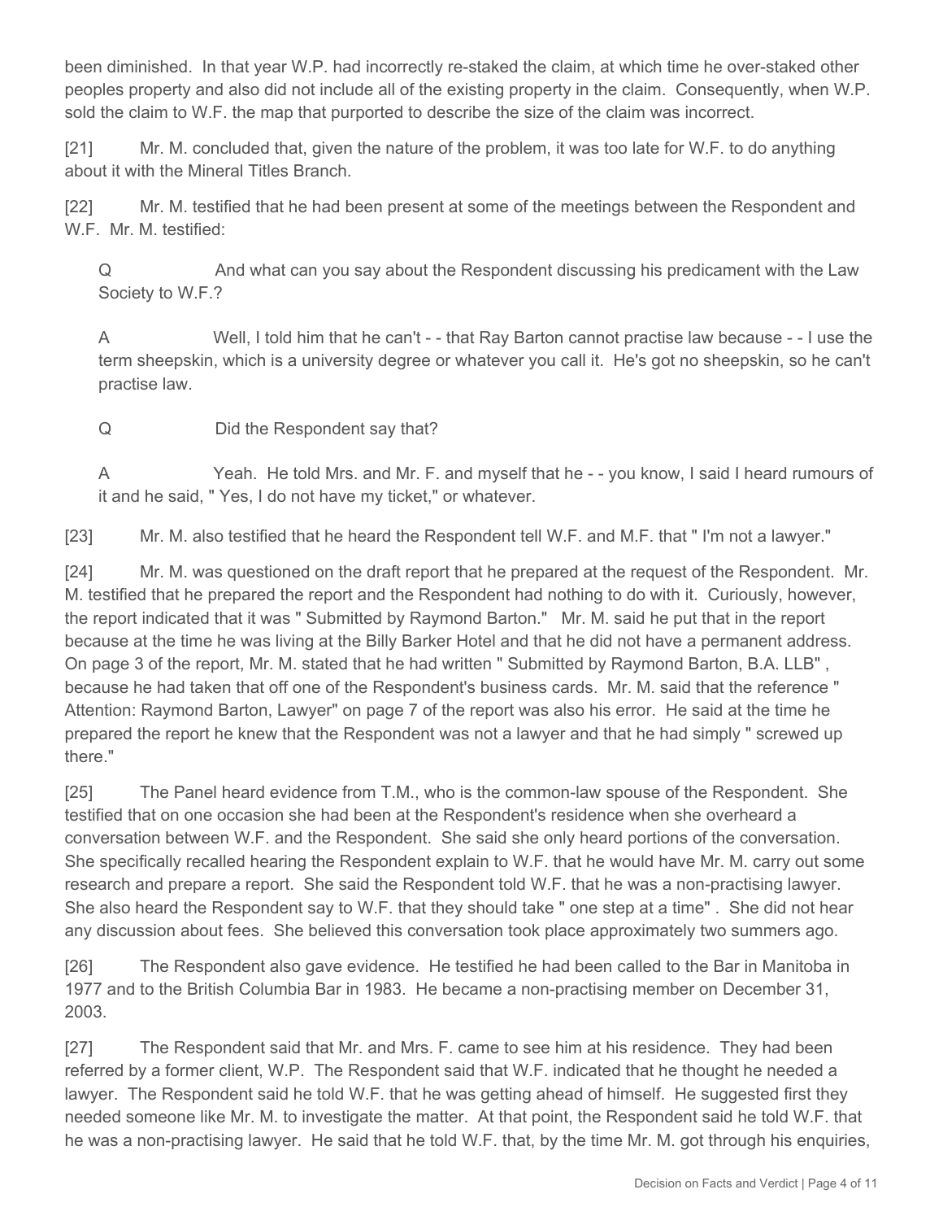been diminished. In that year W.P. had incorrectly re-staked the claim, at which time he over-staked other peoples property and also did not include all of the existing property in the claim. Consequently, when W.P. sold the claim to W.F. the map that purported to describe the size of the claim was incorrect.

[21] Mr. M. concluded that, given the nature of the problem, it was too late for W.F. to do anything about it with the Mineral Titles Branch.

[22] Mr. M. testified that he had been present at some of the meetings between the Respondent and W.F. Mr. M. testified:

> Q And what can you say about the Respondent discussing his predicament with the Law Society to W.F.?
>
> A Well, I told him that he can't - - that Ray Barton cannot practise law because - - I use the term sheepskin, which is a university degree or whatever you call it. He's got no sheepskin, so he can't practise law.
>
> Q Did the Respondent say that?
>
> A Yeah. He told Mrs. and Mr. F. and myself that he - - you know, I said I heard rumours of it and he said, " Yes, I do not have my ticket," or whatever.

[23] Mr. M. also testified that he heard the Respondent tell W.F. and M.F. that " I'm not a lawyer."

[24] Mr. M. was questioned on the draft report that he prepared at the request of the Respondent. Mr. M. testified that he prepared the report and the Respondent had nothing to do with it. Curiously, however, the report indicated that it was " Submitted by Raymond Barton." Mr. M. said he put that in the report because at the time he was living at the Billy Barker Hotel and that he did not have a permanent address. On page 3 of the report, Mr. M. stated that he had written " Submitted by Raymond Barton, B.A. LLB" , because he had taken that off one of the Respondent's business cards. Mr. M. said that the reference " Attention: Raymond Barton, Lawyer" on page 7 of the report was also his error. He said at the time he prepared the report he knew that the Respondent was not a lawyer and that he had simply " screwed up there."

[25] The Panel heard evidence from T.M., who is the common-law spouse of the Respondent. She testified that on one occasion she had been at the Respondent's residence when she overheard a conversation between W.F. and the Respondent. She said she only heard portions of the conversation. She specifically recalled hearing the Respondent explain to W.F. that he would have Mr. M. carry out some research and prepare a report. She said the Respondent told W.F. that he was a non-practising lawyer. She also heard the Respondent say to W.F. that they should take " one step at a time" . She did not hear any discussion about fees. She believed this conversation took place approximately two summers ago.

[26] The Respondent also gave evidence. He testified he had been called to the Bar in Manitoba in 1977 and to the British Columbia Bar in 1983. He became a non-practising member on December 31, 2003.

[27] The Respondent said that Mr. and Mrs. F. came to see him at his residence. They had been referred by a former client, W.P. The Respondent said that W.F. indicated that he thought he needed a lawyer. The Respondent said he told W.F. that he was getting ahead of himself. He suggested first they needed someone like Mr. M. to investigate the matter. At that point, the Respondent said he told W.F. that he was a non-practising lawyer. He said that he told W.F. that, by the time Mr. M. got through his enquiries,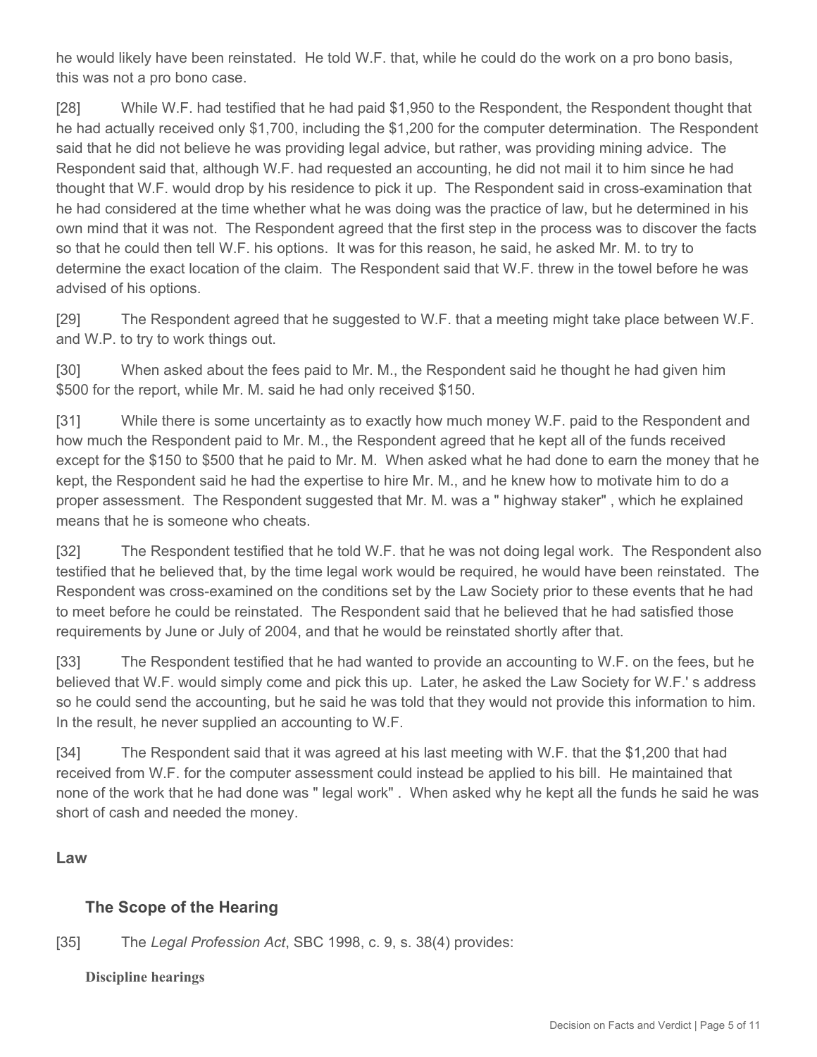he would likely have been reinstated. He told W.F. that, while he could do the work on a pro bono basis, this was not a pro bono case.

[28] While W.F. had testified that he had paid $1,950 to the Respondent, the Respondent thought that he had actually received only $1,700, including the $1,200 for the computer determination. The Respondent said that he did not believe he was providing legal advice, but rather, was providing mining advice. The Respondent said that, although W.F. had requested an accounting, he did not mail it to him since he had thought that W.F. would drop by his residence to pick it up. The Respondent said in cross-examination that he had considered at the time whether what he was doing was the practice of law, but he determined in his own mind that it was not. The Respondent agreed that the first step in the process was to discover the facts so that he could then tell W.F. his options. It was for this reason, he said, he asked Mr. M. to try to determine the exact location of the claim. The Respondent said that W.F. threw in the towel before he was advised of his options.

[29] The Respondent agreed that he suggested to W.F. that a meeting might take place between W.F. and W.P. to try to work things out.

[30] When asked about the fees paid to Mr. M., the Respondent said he thought he had given him $500 for the report, while Mr. M. said he had only received $150.

[31] While there is some uncertainty as to exactly how much money W.F. paid to the Respondent and how much the Respondent paid to Mr. M., the Respondent agreed that he kept all of the funds received except for the $150 to $500 that he paid to Mr. M. When asked what he had done to earn the money that he kept, the Respondent said he had the expertise to hire Mr. M., and he knew how to motivate him to do a proper assessment. The Respondent suggested that Mr. M. was a " highway staker" , which he explained means that he is someone who cheats.

[32] The Respondent testified that he told W.F. that he was not doing legal work. The Respondent also testified that he believed that, by the time legal work would be required, he would have been reinstated. The Respondent was cross-examined on the conditions set by the Law Society prior to these events that he had to meet before he could be reinstated. The Respondent said that he believed that he had satisfied those requirements by June or July of 2004, and that he would be reinstated shortly after that.

[33] The Respondent testified that he had wanted to provide an accounting to W.F. on the fees, but he believed that W.F. would simply come and pick this up. Later, he asked the Law Society for W.F.' s address so he could send the accounting, but he said he was told that they would not provide this information to him. In the result, he never supplied an accounting to W.F.

[34] The Respondent said that it was agreed at his last meeting with W.F. that the $1,200 that had received from W.F. for the computer assessment could instead be applied to his bill. He maintained that none of the work that he had done was " legal work" . When asked why he kept all the funds he said he was short of cash and needed the money.

## Law

### The Scope of the Hearing

[35] The *Legal Profession Act*, SBC 1998, c. 9, s. 38(4) provides:

**Discipline hearings**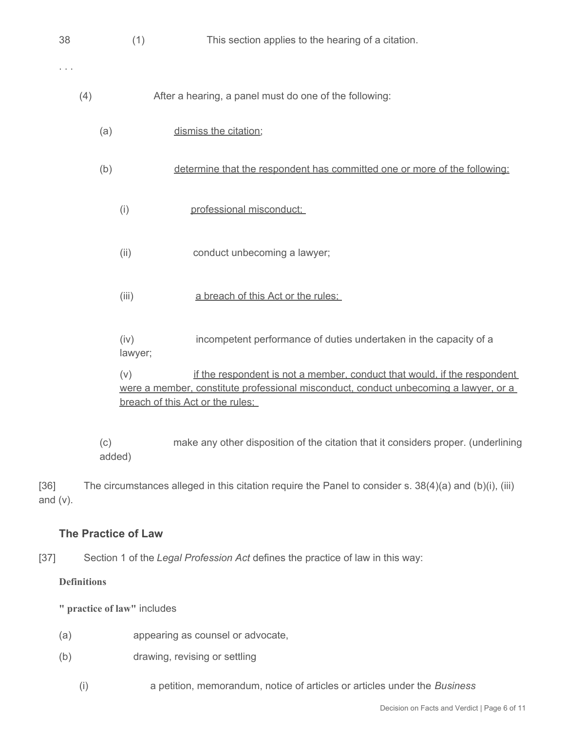38 (1) This section applies to the hearing of a citation.

. . .

(4) After a hearing, a panel must do one of the following:

(a) <u>dismiss the citation;</u>

(b) <u>determine that the respondent has committed one or more of the following:</u>

(i) <u>professional misconduct;</u>

(ii) conduct unbecoming a lawyer;

(iii) <u>a breach of this Act or the rules;</u>

(iv) incompetent performance of duties undertaken in the capacity of a lawyer;

(v) <u>if the respondent is not a member, conduct that would, if the respondent were a member, constitute professional misconduct, conduct unbecoming a lawyer, or a breach of this Act or the rules;</u>

(c) make any other disposition of the citation that it considers proper. (underlining added)

[36] The circumstances alleged in this citation require the Panel to consider s. 38(4)(a) and (b)(i), (iii) and (v).

### The Practice of Law

[37] Section 1 of the *Legal Profession Act* defines the practice of law in this way:

**Definitions**

**" practice of law"** includes

(a) appearing as counsel or advocate,

(b) drawing, revising or settling

(i) a petition, memorandum, notice of articles or articles under the *Business*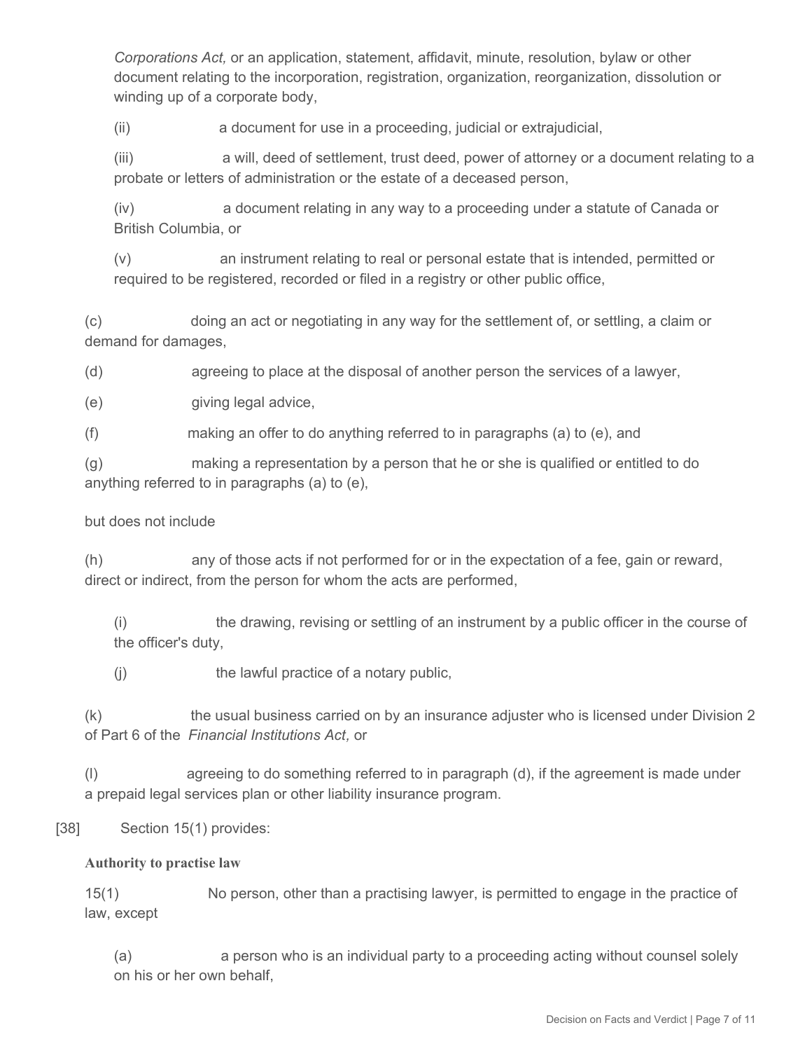*Corporations Act,* or an application, statement, affidavit, minute, resolution, bylaw or other document relating to the incorporation, registration, organization, reorganization, dissolution or winding up of a corporate body,

(ii) a document for use in a proceeding, judicial or extrajudicial,

(iii) a will, deed of settlement, trust deed, power of attorney or a document relating to a probate or letters of administration or the estate of a deceased person,

(iv) a document relating in any way to a proceeding under a statute of Canada or British Columbia, or

(v) an instrument relating to real or personal estate that is intended, permitted or required to be registered, recorded or filed in a registry or other public office,

(c) doing an act or negotiating in any way for the settlement of, or settling, a claim or demand for damages,

(d) agreeing to place at the disposal of another person the services of a lawyer,

(e) giving legal advice,

(f) making an offer to do anything referred to in paragraphs (a) to (e), and

(g) making a representation by a person that he or she is qualified or entitled to do anything referred to in paragraphs (a) to (e),

but does not include

(h) any of those acts if not performed for or in the expectation of a fee, gain or reward, direct or indirect, from the person for whom the acts are performed,

(i) the drawing, revising or settling of an instrument by a public officer in the course of the officer's duty,

(j) the lawful practice of a notary public,

(k) the usual business carried on by an insurance adjuster who is licensed under Division 2 of Part 6 of the *Financial Institutions Act,* or

(l) agreeing to do something referred to in paragraph (d), if the agreement is made under a prepaid legal services plan or other liability insurance program.

[38] Section 15(1) provides:

**Authority to practise law**

15(1) No person, other than a practising lawyer, is permitted to engage in the practice of law, except

(a) a person who is an individual party to a proceeding acting without counsel solely on his or her own behalf,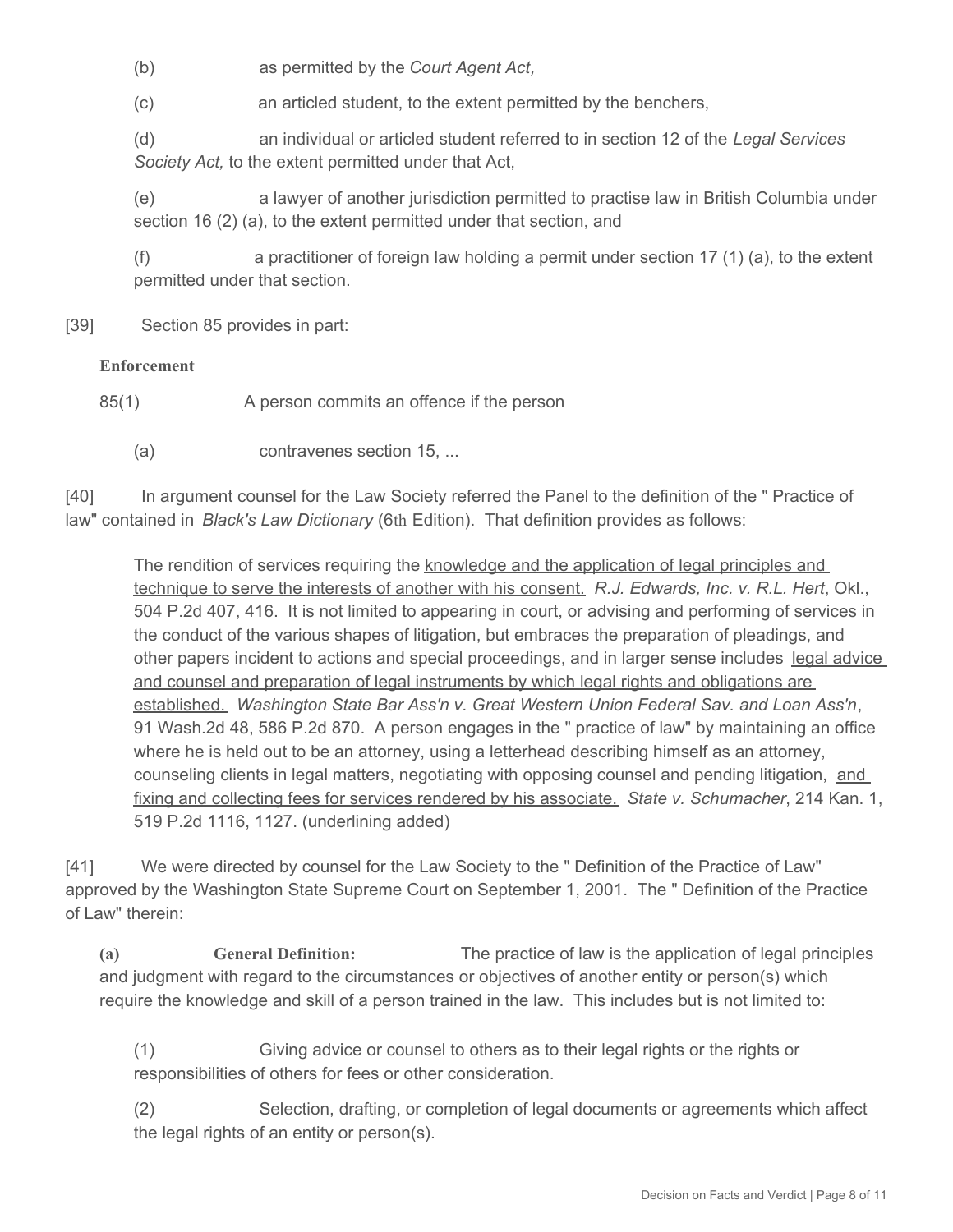(b) as permitted by the *Court Agent Act,*

(c) an articled student, to the extent permitted by the benchers,

(d) an individual or articled student referred to in section 12 of the *Legal Services Society Act,* to the extent permitted under that Act,

(e) a lawyer of another jurisdiction permitted to practise law in British Columbia under section 16 (2) (a), to the extent permitted under that section, and

(f) a practitioner of foreign law holding a permit under section 17 (1) (a), to the extent permitted under that section.

[39] Section 85 provides in part:

**Enforcement**

85(1) A person commits an offence if the person

(a) contravenes section 15, ...

[40] In argument counsel for the Law Society referred the Panel to the definition of the " Practice of law" contained in *Black's Law Dictionary* (6th Edition). That definition provides as follows:

> The rendition of services requiring the <u>knowledge and the application of legal principles and technique to serve the interests of another with his consent.</u> *R.J. Edwards, Inc. v. R.L. Hert*, Okl., 504 P.2d 407, 416. It is not limited to appearing in court, or advising and performing of services in the conduct of the various shapes of litigation, but embraces the preparation of pleadings, and other papers incident to actions and special proceedings, and in larger sense includes <u>legal advice and counsel and preparation of legal instruments by which legal rights and obligations are established.</u> *Washington State Bar Ass'n v. Great Western Union Federal Sav. and Loan Ass'n*, 91 Wash.2d 48, 586 P.2d 870. A person engages in the " practice of law" by maintaining an office where he is held out to be an attorney, using a letterhead describing himself as an attorney, counseling clients in legal matters, negotiating with opposing counsel and pending litigation, <u>and fixing and collecting fees for services rendered by his associate.</u> *State v. Schumacher*, 214 Kan. 1, 519 P.2d 1116, 1127. (underlining added)

[41] We were directed by counsel for the Law Society to the " Definition of the Practice of Law" approved by the Washington State Supreme Court on September 1, 2001. The " Definition of the Practice of Law" therein:

**(a) General Definition:** The practice of law is the application of legal principles and judgment with regard to the circumstances or objectives of another entity or person(s) which require the knowledge and skill of a person trained in the law. This includes but is not limited to:

(1) Giving advice or counsel to others as to their legal rights or the rights or responsibilities of others for fees or other consideration.

(2) Selection, drafting, or completion of legal documents or agreements which affect the legal rights of an entity or person(s).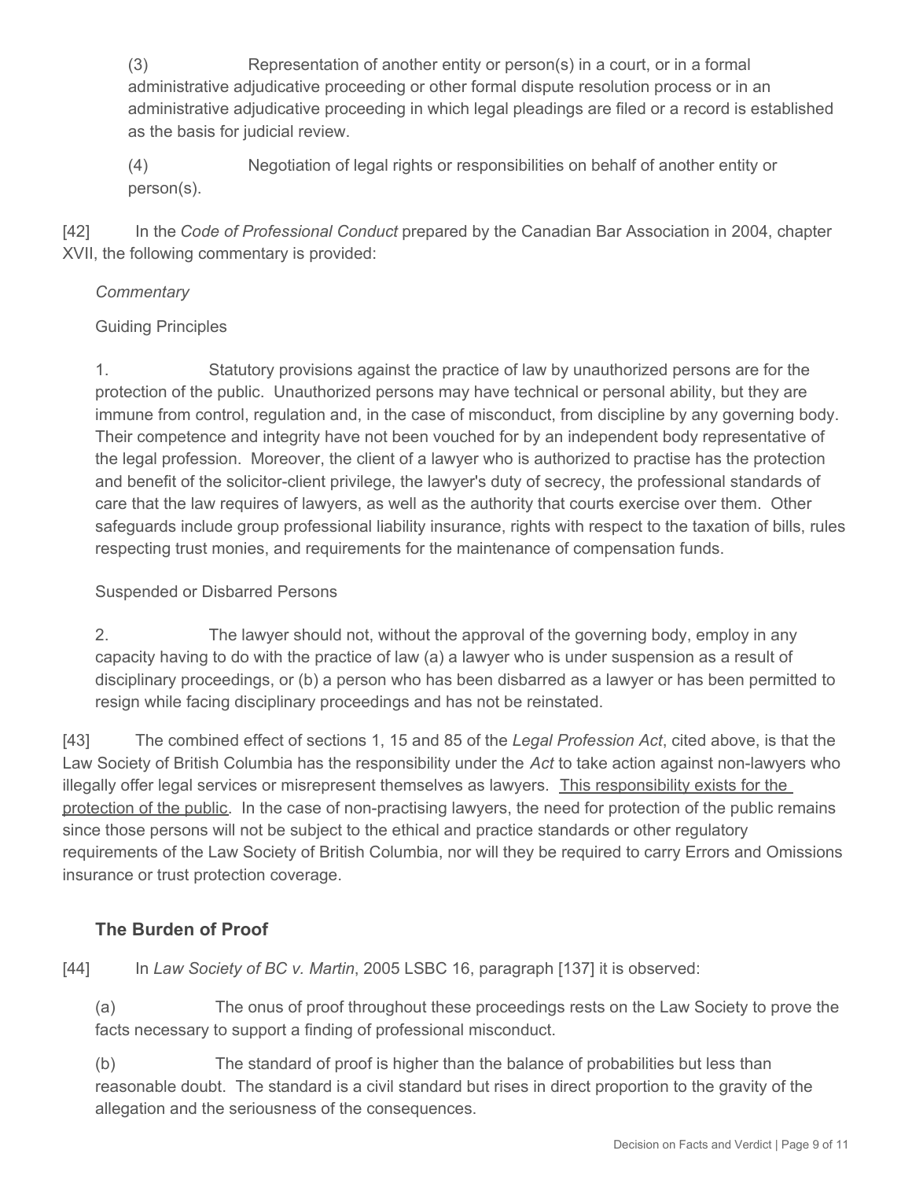(3) Representation of another entity or person(s) in a court, or in a formal administrative adjudicative proceeding or other formal dispute resolution process or in an administrative adjudicative proceeding in which legal pleadings are filed or a record is established as the basis for judicial review.

(4) Negotiation of legal rights or responsibilities on behalf of another entity or person(s).

[42] In the *Code of Professional Conduct* prepared by the Canadian Bar Association in 2004, chapter XVII, the following commentary is provided:

*Commentary*

Guiding Principles

1. Statutory provisions against the practice of law by unauthorized persons are for the protection of the public. Unauthorized persons may have technical or personal ability, but they are immune from control, regulation and, in the case of misconduct, from discipline by any governing body. Their competence and integrity have not been vouched for by an independent body representative of the legal profession. Moreover, the client of a lawyer who is authorized to practise has the protection and benefit of the solicitor-client privilege, the lawyer's duty of secrecy, the professional standards of care that the law requires of lawyers, as well as the authority that courts exercise over them. Other safeguards include group professional liability insurance, rights with respect to the taxation of bills, rules respecting trust monies, and requirements for the maintenance of compensation funds.

Suspended or Disbarred Persons

2. The lawyer should not, without the approval of the governing body, employ in any capacity having to do with the practice of law (a) a lawyer who is under suspension as a result of disciplinary proceedings, or (b) a person who has been disbarred as a lawyer or has been permitted to resign while facing disciplinary proceedings and has not be reinstated.

[43] The combined effect of sections 1, 15 and 85 of the *Legal Profession Act*, cited above, is that the Law Society of British Columbia has the responsibility under the *Act* to take action against non-lawyers who illegally offer legal services or misrepresent themselves as lawyers. <u>This responsibility exists for the protection of the public</u>. In the case of non-practising lawyers, the need for protection of the public remains since those persons will not be subject to the ethical and practice standards or other regulatory requirements of the Law Society of British Columbia, nor will they be required to carry Errors and Omissions insurance or trust protection coverage.

## The Burden of Proof

[44] In *Law Society of BC v. Martin*, 2005 LSBC 16, paragraph [137] it is observed:

(a) The onus of proof throughout these proceedings rests on the Law Society to prove the facts necessary to support a finding of professional misconduct.

(b) The standard of proof is higher than the balance of probabilities but less than reasonable doubt. The standard is a civil standard but rises in direct proportion to the gravity of the allegation and the seriousness of the consequences.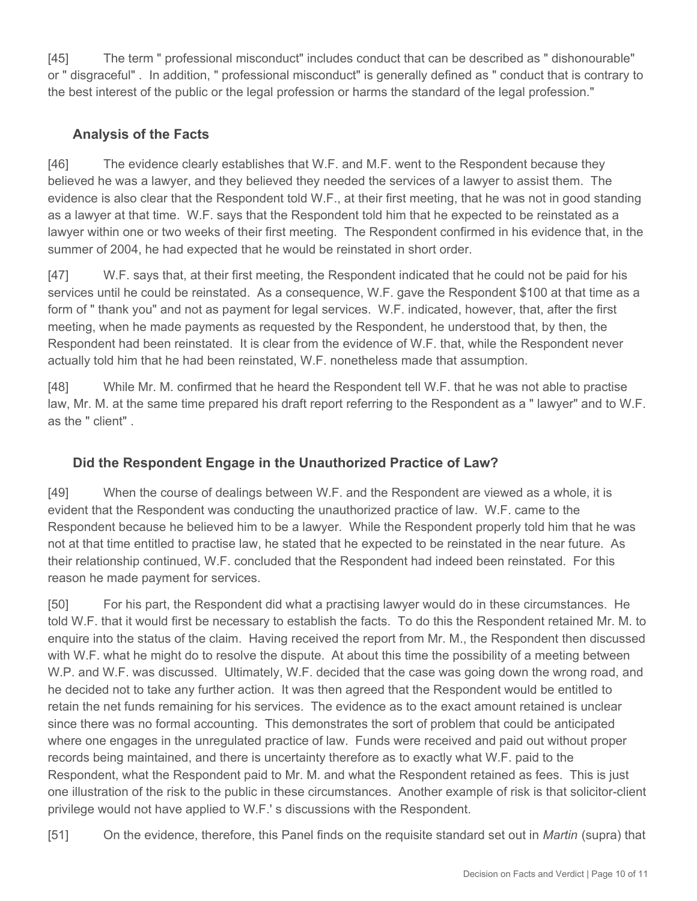[45] The term " professional misconduct" includes conduct that can be described as " dishonourable" or " disgraceful" . In addition, " professional misconduct" is generally defined as " conduct that is contrary to the best interest of the public or the legal profession or harms the standard of the legal profession."

### Analysis of the Facts

[46] The evidence clearly establishes that W.F. and M.F. went to the Respondent because they believed he was a lawyer, and they believed they needed the services of a lawyer to assist them. The evidence is also clear that the Respondent told W.F., at their first meeting, that he was not in good standing as a lawyer at that time. W.F. says that the Respondent told him that he expected to be reinstated as a lawyer within one or two weeks of their first meeting. The Respondent confirmed in his evidence that, in the summer of 2004, he had expected that he would be reinstated in short order.

[47] W.F. says that, at their first meeting, the Respondent indicated that he could not be paid for his services until he could be reinstated. As a consequence, W.F. gave the Respondent $100 at that time as a form of " thank you" and not as payment for legal services. W.F. indicated, however, that, after the first meeting, when he made payments as requested by the Respondent, he understood that, by then, the Respondent had been reinstated. It is clear from the evidence of W.F. that, while the Respondent never actually told him that he had been reinstated, W.F. nonetheless made that assumption.

[48] While Mr. M. confirmed that he heard the Respondent tell W.F. that he was not able to practise law, Mr. M. at the same time prepared his draft report referring to the Respondent as a " lawyer" and to W.F. as the " client" .

### Did the Respondent Engage in the Unauthorized Practice of Law?

[49] When the course of dealings between W.F. and the Respondent are viewed as a whole, it is evident that the Respondent was conducting the unauthorized practice of law. W.F. came to the Respondent because he believed him to be a lawyer. While the Respondent properly told him that he was not at that time entitled to practise law, he stated that he expected to be reinstated in the near future. As their relationship continued, W.F. concluded that the Respondent had indeed been reinstated. For this reason he made payment for services.

[50] For his part, the Respondent did what a practising lawyer would do in these circumstances. He told W.F. that it would first be necessary to establish the facts. To do this the Respondent retained Mr. M. to enquire into the status of the claim. Having received the report from Mr. M., the Respondent then discussed with W.F. what he might do to resolve the dispute. At about this time the possibility of a meeting between W.P. and W.F. was discussed. Ultimately, W.F. decided that the case was going down the wrong road, and he decided not to take any further action. It was then agreed that the Respondent would be entitled to retain the net funds remaining for his services. The evidence as to the exact amount retained is unclear since there was no formal accounting. This demonstrates the sort of problem that could be anticipated where one engages in the unregulated practice of law. Funds were received and paid out without proper records being maintained, and there is uncertainty therefore as to exactly what W.F. paid to the Respondent, what the Respondent paid to Mr. M. and what the Respondent retained as fees. This is just one illustration of the risk to the public in these circumstances. Another example of risk is that solicitor-client privilege would not have applied to W.F.' s discussions with the Respondent.

[51] On the evidence, therefore, this Panel finds on the requisite standard set out in *Martin* (supra) that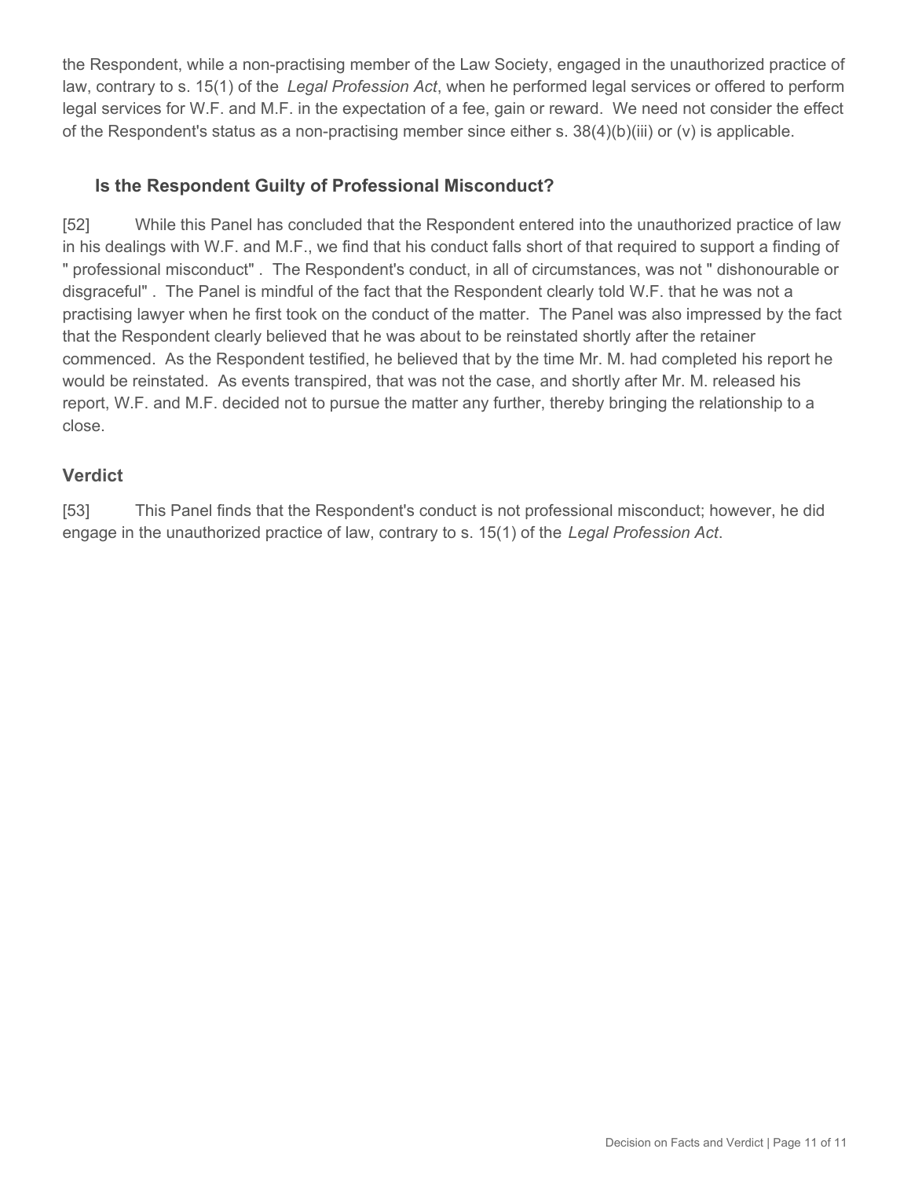the Respondent, while a non-practising member of the Law Society, engaged in the unauthorized practice of law, contrary to s. 15(1) of the *Legal Profession Act*, when he performed legal services or offered to perform legal services for W.F. and M.F. in the expectation of a fee, gain or reward. We need not consider the effect of the Respondent's status as a non-practising member since either s. 38(4)(b)(iii) or (v) is applicable.

### Is the Respondent Guilty of Professional Misconduct?

[52] While this Panel has concluded that the Respondent entered into the unauthorized practice of law in his dealings with W.F. and M.F., we find that his conduct falls short of that required to support a finding of " professional misconduct" . The Respondent's conduct, in all of circumstances, was not " dishonourable or disgraceful" . The Panel is mindful of the fact that the Respondent clearly told W.F. that he was not a practising lawyer when he first took on the conduct of the matter. The Panel was also impressed by the fact that the Respondent clearly believed that he was about to be reinstated shortly after the retainer commenced. As the Respondent testified, he believed that by the time Mr. M. had completed his report he would be reinstated. As events transpired, that was not the case, and shortly after Mr. M. released his report, W.F. and M.F. decided not to pursue the matter any further, thereby bringing the relationship to a close.

## Verdict

[53] This Panel finds that the Respondent's conduct is not professional misconduct; however, he did engage in the unauthorized practice of law, contrary to s. 15(1) of the *Legal Profession Act*.